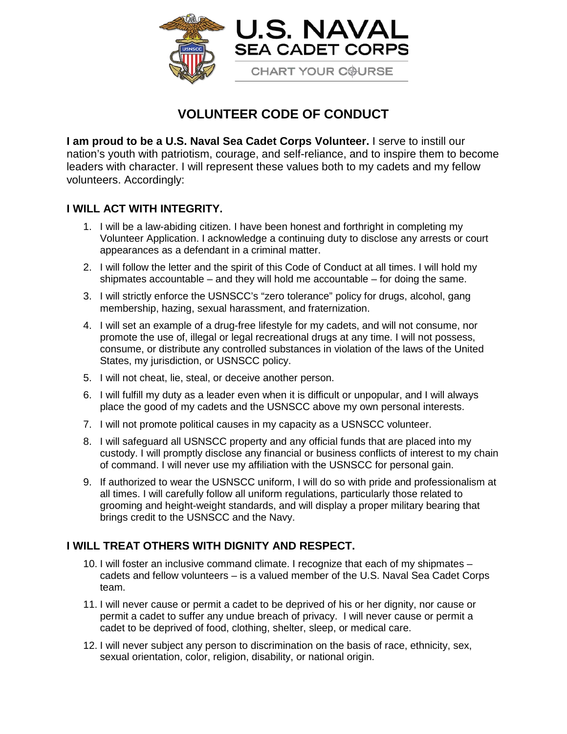U.S. NAVAL SEA CADET CORPS

CHART YOUR COURSE

# VOLUNTEER CODE OF CONDUCT

**I am proud to be a U.S. Naval Sea Cadet Corps Volunteer.** I serve to instill our nation's youth with patriotism, courage, and self-reliance, and to inspire them to become leaders with character. I will represent these values both to my cadets and my fellow volunteers. Accordingly:

## I WILL ACT WITH INTEGRITY.

1. I will be a law-abiding citizen. I have been honest and forthright in completing my Volunteer Application. I acknowledge a continuing duty to disclose any arrests or court appearances as a defendant in a criminal matter.
2. I will follow the letter and the spirit of this Code of Conduct at all times. I will hold my shipmates accountable – and they will hold me accountable – for doing the same.
3. I will strictly enforce the USNSCC's "zero tolerance" policy for drugs, alcohol, gang membership, hazing, sexual harassment, and fraternization.
4. I will set an example of a drug-free lifestyle for my cadets, and will not consume, nor promote the use of, illegal or legal recreational drugs at any time. I will not possess, consume, or distribute any controlled substances in violation of the laws of the United States, my jurisdiction, or USNSCC policy.
5. I will not cheat, lie, steal, or deceive another person.
6. I will fulfill my duty as a leader even when it is difficult or unpopular, and I will always place the good of my cadets and the USNSCC above my own personal interests.
7. I will not promote political causes in my capacity as a USNSCC volunteer.
8. I will safeguard all USNSCC property and any official funds that are placed into my custody. I will promptly disclose any financial or business conflicts of interest to my chain of command. I will never use my affiliation with the USNSCC for personal gain.
9. If authorized to wear the USNSCC uniform, I will do so with pride and professionalism at all times. I will carefully follow all uniform regulations, particularly those related to grooming and height-weight standards, and will display a proper military bearing that brings credit to the USNSCC and the Navy.

## I WILL TREAT OTHERS WITH DIGNITY AND RESPECT.

10. I will foster an inclusive command climate. I recognize that each of my shipmates – cadets and fellow volunteers – is a valued member of the U.S. Naval Sea Cadet Corps team.
11. I will never cause or permit a cadet to be deprived of his or her dignity, nor cause or permit a cadet to suffer any undue breach of privacy. I will never cause or permit a cadet to be deprived of food, clothing, shelter, sleep, or medical care.
12. I will never subject any person to discrimination on the basis of race, ethnicity, sex, sexual orientation, color, religion, disability, or national origin.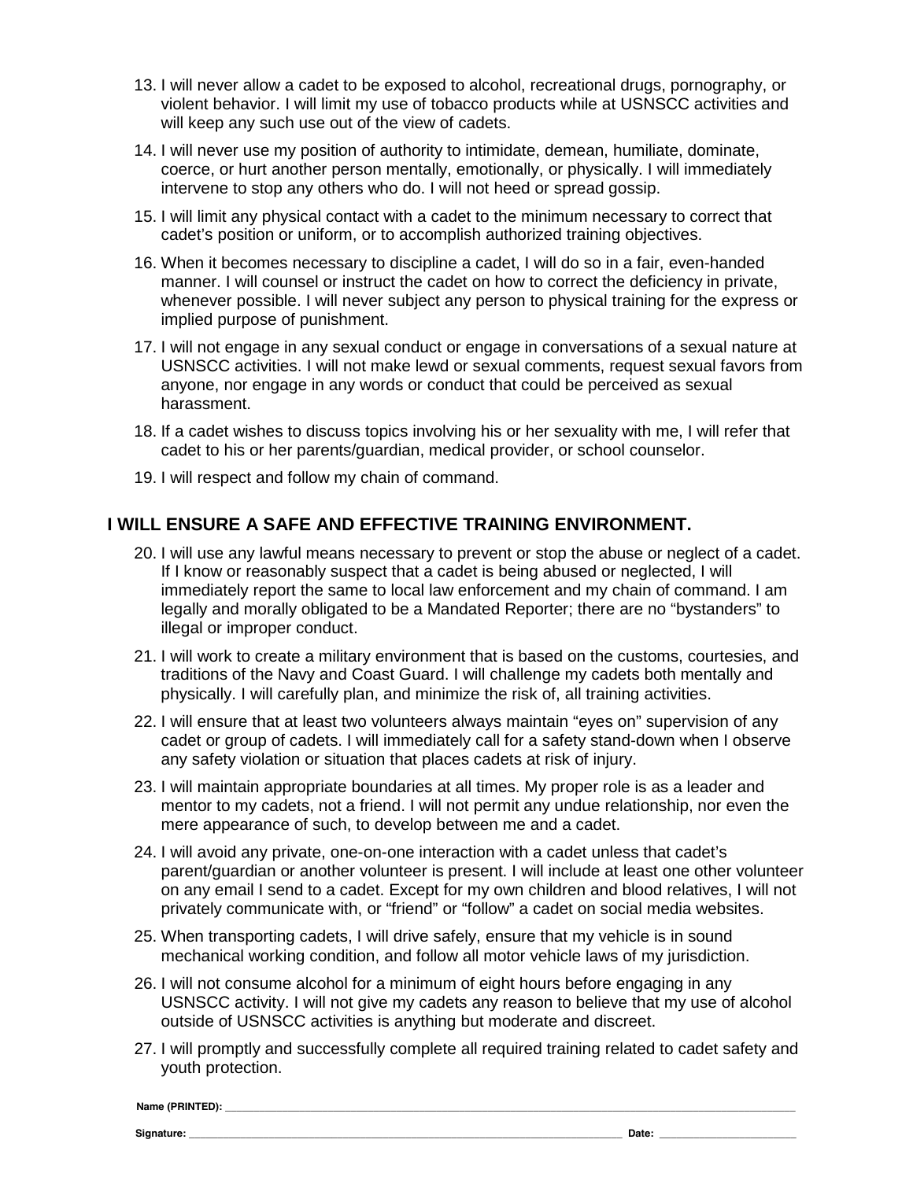13. I will never allow a cadet to be exposed to alcohol, recreational drugs, pornography, or violent behavior. I will limit my use of tobacco products while at USNSCC activities and will keep any such use out of the view of cadets.
14. I will never use my position of authority to intimidate, demean, humiliate, dominate, coerce, or hurt another person mentally, emotionally, or physically. I will immediately intervene to stop any others who do. I will not heed or spread gossip.
15. I will limit any physical contact with a cadet to the minimum necessary to correct that cadet's position or uniform, or to accomplish authorized training objectives.
16. When it becomes necessary to discipline a cadet, I will do so in a fair, even-handed manner. I will counsel or instruct the cadet on how to correct the deficiency in private, whenever possible. I will never subject any person to physical training for the express or implied purpose of punishment.
17. I will not engage in any sexual conduct or engage in conversations of a sexual nature at USNSCC activities. I will not make lewd or sexual comments, request sexual favors from anyone, nor engage in any words or conduct that could be perceived as sexual harassment.
18. If a cadet wishes to discuss topics involving his or her sexuality with me, I will refer that cadet to his or her parents/guardian, medical provider, or school counselor.
19. I will respect and follow my chain of command.

## I WILL ENSURE A SAFE AND EFFECTIVE TRAINING ENVIRONMENT.

20. I will use any lawful means necessary to prevent or stop the abuse or neglect of a cadet. If I know or reasonably suspect that a cadet is being abused or neglected, I will immediately report the same to local law enforcement and my chain of command. I am legally and morally obligated to be a Mandated Reporter; there are no "bystanders" to illegal or improper conduct.
21. I will work to create a military environment that is based on the customs, courtesies, and traditions of the Navy and Coast Guard. I will challenge my cadets both mentally and physically. I will carefully plan, and minimize the risk of, all training activities.
22. I will ensure that at least two volunteers always maintain "eyes on" supervision of any cadet or group of cadets. I will immediately call for a safety stand-down when I observe any safety violation or situation that places cadets at risk of injury.
23. I will maintain appropriate boundaries at all times. My proper role is as a leader and mentor to my cadets, not a friend. I will not permit any undue relationship, nor even the mere appearance of such, to develop between me and a cadet.
24. I will avoid any private, one-on-one interaction with a cadet unless that cadet's parent/guardian or another volunteer is present. I will include at least one other volunteer on any email I send to a cadet. Except for my own children and blood relatives, I will not privately communicate with, or "friend" or "follow" a cadet on social media websites.
25. When transporting cadets, I will drive safely, ensure that my vehicle is in sound mechanical working condition, and follow all motor vehicle laws of my jurisdiction.
26. I will not consume alcohol for a minimum of eight hours before engaging in any USNSCC activity. I will not give my cadets any reason to believe that my use of alcohol outside of USNSCC activities is anything but moderate and discreet.
27. I will promptly and successfully complete all required training related to cadet safety and youth protection.

**Name (PRINTED):** ______________________________________________

**Signature:** ______________________________________ **Date:** ________________